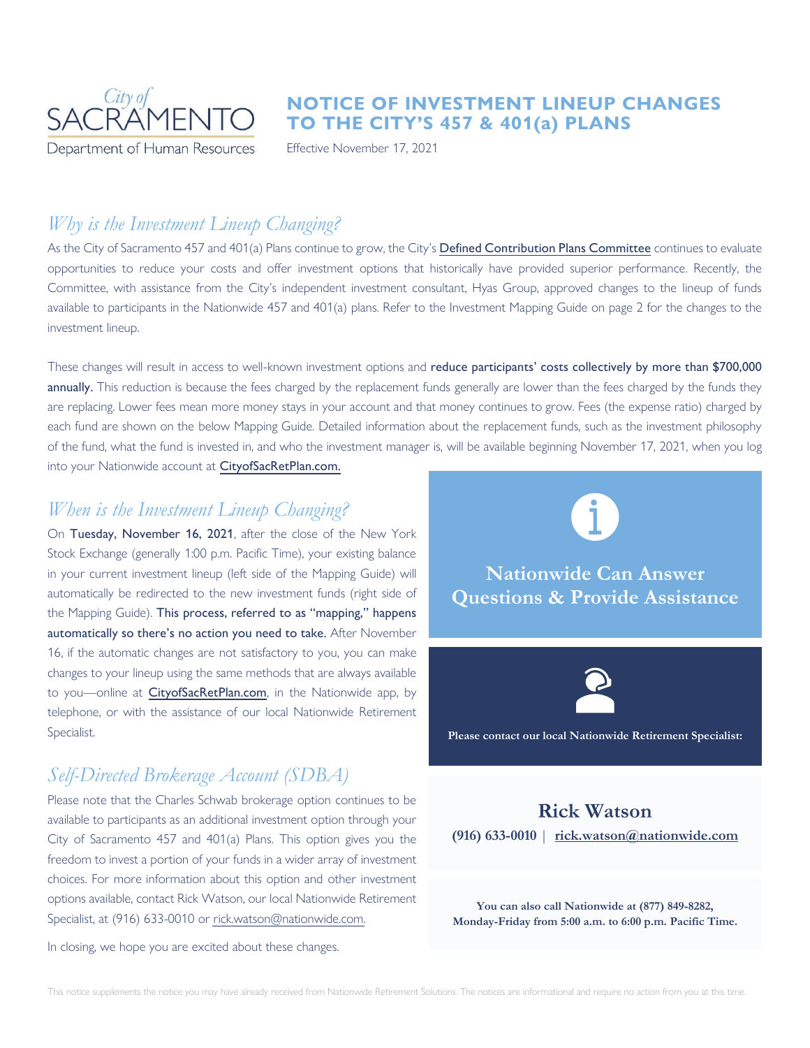City of SACRAMENTO
Department of Human Resources

# NOTICE OF INVESTMENT LINEUP CHANGES TO THE CITY'S 457 & 401(a) PLANS

Effective November 17, 2021

## *Why is the Investment Lineup Changing?*

As the City of Sacramento 457 and 401(a) Plans continue to grow, the City's Defined Contribution Plans Committee continues to evaluate opportunities to reduce your costs and offer investment options that historically have provided superior performance. Recently, the Committee, with assistance from the City's independent investment consultant, Hyas Group, approved changes to the lineup of funds available to participants in the Nationwide 457 and 401(a) plans. Refer to the Investment Mapping Guide on page 2 for the changes to the investment lineup.

These changes will result in access to well-known investment options and **reduce participants' costs collectively by more than $700,000 annually.** This reduction is because the fees charged by the replacement funds generally are lower than the fees charged by the funds they are replacing. Lower fees mean more money stays in your account and that money continues to grow. Fees (the expense ratio) charged by each fund are shown on the below Mapping Guide. Detailed information about the replacement funds, such as the investment philosophy of the fund, what the fund is invested in, and who the investment manager is, will be available beginning November 17, 2021, when you log into your Nationwide account at CityofSacRetPlan.com.

## *When is the Investment Lineup Changing?*

On **Tuesday, November 16, 2021**, after the close of the New York Stock Exchange (generally 1:00 p.m. Pacific Time), your existing balance in your current investment lineup (left side of the Mapping Guide) will automatically be redirected to the new investment funds (right side of the Mapping Guide). **This process, referred to as "mapping," happens automatically so there's no action you need to take.** After November 16, if the automatic changes are not satisfactory to you, you can make changes to your lineup using the same methods that are always available to you—online at CityofSacRetPlan.com, in the Nationwide app, by telephone, or with the assistance of our local Nationwide Retirement Specialist.

## *Self-Directed Brokerage Account (SDBA)*

Please note that the Charles Schwab brokerage option continues to be available to participants as an additional investment option through your City of Sacramento 457 and 401(a) Plans. This option gives you the freedom to invest a portion of your funds in a wider array of investment choices. For more information about this option and other investment options available, contact Rick Watson, our local Nationwide Retirement Specialist, at (916) 633-0010 or rick.watson@nationwide.com.

In closing, we hope you are excited about these changes.

### Nationwide Can Answer Questions & Provide Assistance

**Please contact our local Nationwide Retirement Specialist:**

**Rick Watson**

**(916) 633-0010 | rick.watson@nationwide.com**

**You can also call Nationwide at (877) 849-8282, Monday-Friday from 5:00 a.m. to 6:00 p.m. Pacific Time.**

This notice supplements the notice you may have already received from Nationwide Retirement Solutions. The notices are informational and require no action from you at this time.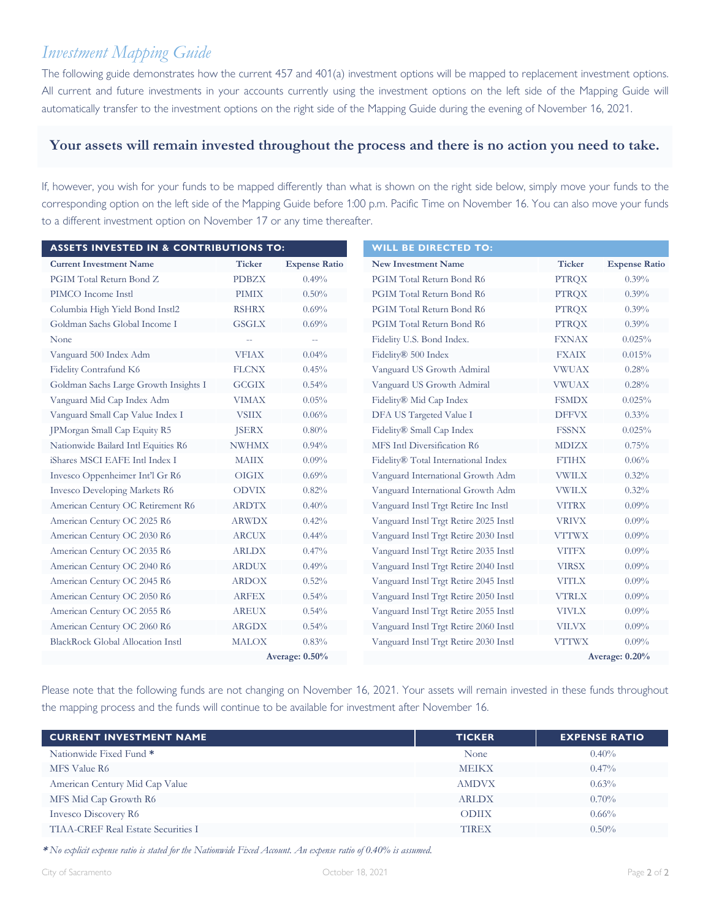# *Investment Mapping Guide*

The following guide demonstrates how the current 457 and 401(a) investment options will be mapped to replacement investment options. All current and future investments in your accounts currently using the investment options on the left side of the Mapping Guide will automatically transfer to the investment options on the right side of the Mapping Guide during the evening of November 16, 2021.

**Your assets will remain invested throughout the process and there is no action you need to take.**

If, however, you wish for your funds to be mapped differently than what is shown on the right side below, simply move your funds to the corresponding option on the left side of the Mapping Guide before 1:00 p.m. Pacific Time on November 16. You can also move your funds to a different investment option on November 17 or any time thereafter.

| ASSETS INVESTED IN & CONTRIBUTIONS TO: | | | WILL BE DIRECTED TO: | | |
|---|---|---|---|---|---|
| **Current Investment Name** | **Ticker** | **Expense Ratio** | **New Investment Name** | **Ticker** | **Expense Ratio** |
| PGIM Total Return Bond Z | PDBZX | 0.49% | PGIM Total Return Bond R6 | PTRQX | 0.39% |
| PIMCO Income Instl | PIMIX | 0.50% | PGIM Total Return Bond R6 | PTRQX | 0.39% |
| Columbia High Yield Bond Instl2 | RSHRX | 0.69% | PGIM Total Return Bond R6 | PTRQX | 0.39% |
| Goldman Sachs Global Income I | GSGLX | 0.69% | PGIM Total Return Bond R6 | PTRQX | 0.39% |
| None | -- | -- | Fidelity U.S. Bond Index. | FXNAX | 0.025% |
| Vanguard 500 Index Adm | VFIAX | 0.04% | Fidelity® 500 Index | FXAIX | 0.015% |
| Fidelity Contrafund K6 | FLCNX | 0.45% | Vanguard US Growth Admiral | VWUAX | 0.28% |
| Goldman Sachs Large Growth Insights I | GCGIX | 0.54% | Vanguard US Growth Admiral | VWUAX | 0.28% |
| Vanguard Mid Cap Index Adm | VIMAX | 0.05% | Fidelity® Mid Cap Index | FSMDX | 0.025% |
| Vanguard Small Cap Value Index I | VSIIX | 0.06% | DFA US Targeted Value I | DFFVX | 0.33% |
| JPMorgan Small Cap Equity R5 | JSERX | 0.80% | Fidelity® Small Cap Index | FSSNX | 0.025% |
| Nationwide Bailard Intl Equities R6 | NWHMX | 0.94% | MFS Intl Diversification R6 | MDIZX | 0.75% |
| iShares MSCI EAFE Intl Index I | MAIIX | 0.09% | Fidelity® Total International Index | FTIHX | 0.06% |
| Invesco Oppenheimer Int'l Gr R6 | OIGIX | 0.69% | Vanguard International Growth Adm | VWILX | 0.32% |
| Invesco Developing Markets R6 | ODVIX | 0.82% | Vanguard International Growth Adm | VWILX | 0.32% |
| American Century OC Retirement R6 | ARDTX | 0.40% | Vanguard Instl Trgt Retire Inc Instl | VITRX | 0.09% |
| American Century OC 2025 R6 | ARWDX | 0.42% | Vanguard Instl Trgt Retire 2025 Instl | VRIVX | 0.09% |
| American Century OC 2030 R6 | ARCUX | 0.44% | Vanguard Instl Trgt Retire 2030 Instl | VTTWX | 0.09% |
| American Century OC 2035 R6 | ARLDX | 0.47% | Vanguard Instl Trgt Retire 2035 Instl | VITFX | 0.09% |
| American Century OC 2040 R6 | ARDUX | 0.49% | Vanguard Instl Trgt Retire 2040 Instl | VIRSX | 0.09% |
| American Century OC 2045 R6 | ARDOX | 0.52% | Vanguard Instl Trgt Retire 2045 Instl | VITLX | 0.09% |
| American Century OC 2050 R6 | ARFEX | 0.54% | Vanguard Instl Trgt Retire 2050 Instl | VTRLX | 0.09% |
| American Century OC 2055 R6 | AREUX | 0.54% | Vanguard Instl Trgt Retire 2055 Instl | VIVLX | 0.09% |
| American Century OC 2060 R6 | ARGDX | 0.54% | Vanguard Instl Trgt Retire 2060 Instl | VILVX | 0.09% |
| BlackRock Global Allocation Instl | MALOX | 0.83% | Vanguard Instl Trgt Retire 2030 Instl | VTTWX | 0.09% |
| | | **Average: 0.50%** | | | **Average: 0.20%** |

Please note that the following funds are not changing on November 16, 2021. Your assets will remain invested in these funds throughout the mapping process and the funds will continue to be available for investment after November 16.

| CURRENT INVESTMENT NAME | TICKER | EXPENSE RATIO |
|---|---|---|
| Nationwide Fixed Fund * | None | 0.40% |
| MFS Value R6 | MEIKX | 0.47% |
| American Century Mid Cap Value | AMDVX | 0.63% |
| MFS Mid Cap Growth R6 | ARLDX | 0.70% |
| Invesco Discovery R6 | ODIIX | 0.66% |
| TIAA-CREF Real Estate Securities I | TIREX | 0.50% |

*\* No explicit expense ratio is stated for the Nationwide Fixed Account. An expense ratio of 0.40% is assumed.*